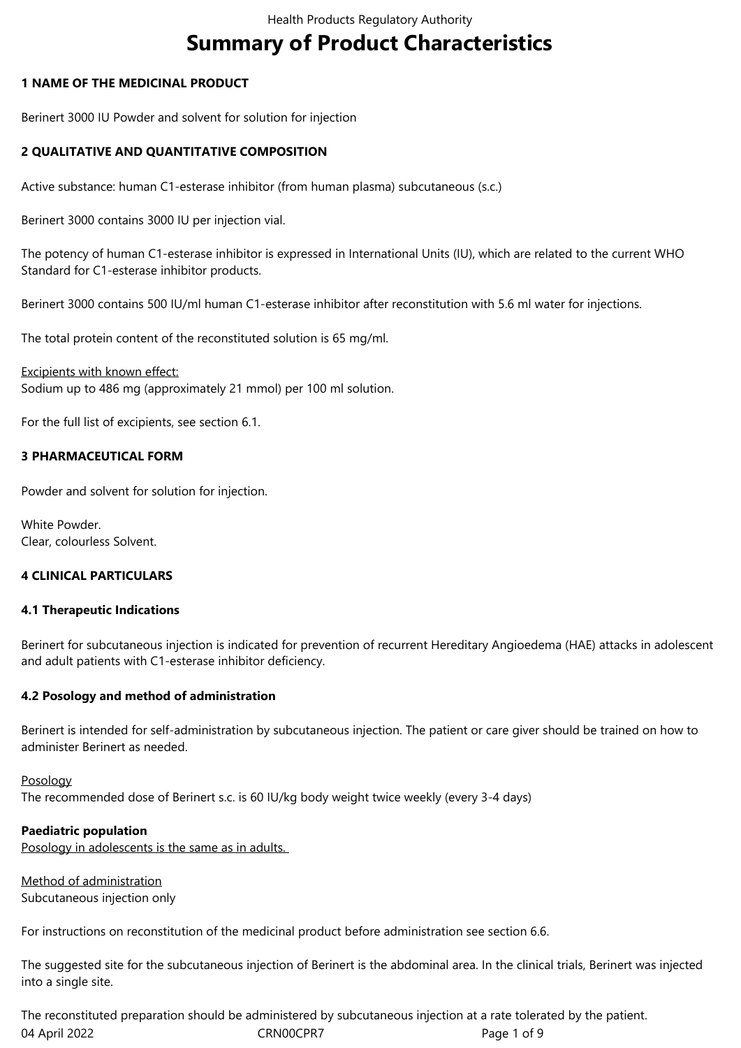# Summary of Product Characteristics

## 1 NAME OF THE MEDICINAL PRODUCT

Berinert 3000 IU Powder and solvent for solution for injection

## 2 QUALITATIVE AND QUANTITATIVE COMPOSITION

Active substance: human C1-esterase inhibitor (from human plasma) subcutaneous (s.c.)

Berinert 3000 contains 3000 IU per injection vial.

The potency of human C1-esterase inhibitor is expressed in International Units (IU), which are related to the current WHO Standard for C1-esterase inhibitor products.

Berinert 3000 contains 500 IU/ml human C1-esterase inhibitor after reconstitution with 5.6 ml water for injections.

The total protein content of the reconstituted solution is 65 mg/ml.

Excipients with known effect:
Sodium up to 486 mg (approximately 21 mmol) per 100 ml solution.

For the full list of excipients, see section 6.1.

## 3 PHARMACEUTICAL FORM

Powder and solvent for solution for injection.

White Powder.
Clear, colourless Solvent.

## 4 CLINICAL PARTICULARS

### 4.1 Therapeutic Indications

Berinert for subcutaneous injection is indicated for prevention of recurrent Hereditary Angioedema (HAE) attacks in adolescent and adult patients with C1-esterase inhibitor deficiency.

### 4.2 Posology and method of administration

Berinert is intended for self-administration by subcutaneous injection. The patient or care giver should be trained on how to administer Berinert as needed.

Posology
The recommended dose of Berinert s.c. is 60 IU/kg body weight twice weekly (every 3-4 days)

**Paediatric population**
Posology in adolescents is the same as in adults.

Method of administration
Subcutaneous injection only

For instructions on reconstitution of the medicinal product before administration see section 6.6.

The suggested site for the subcutaneous injection of Berinert is the abdominal area. In the clinical trials, Berinert was injected into a single site.

The reconstituted preparation should be administered by subcutaneous injection at a rate tolerated by the patient.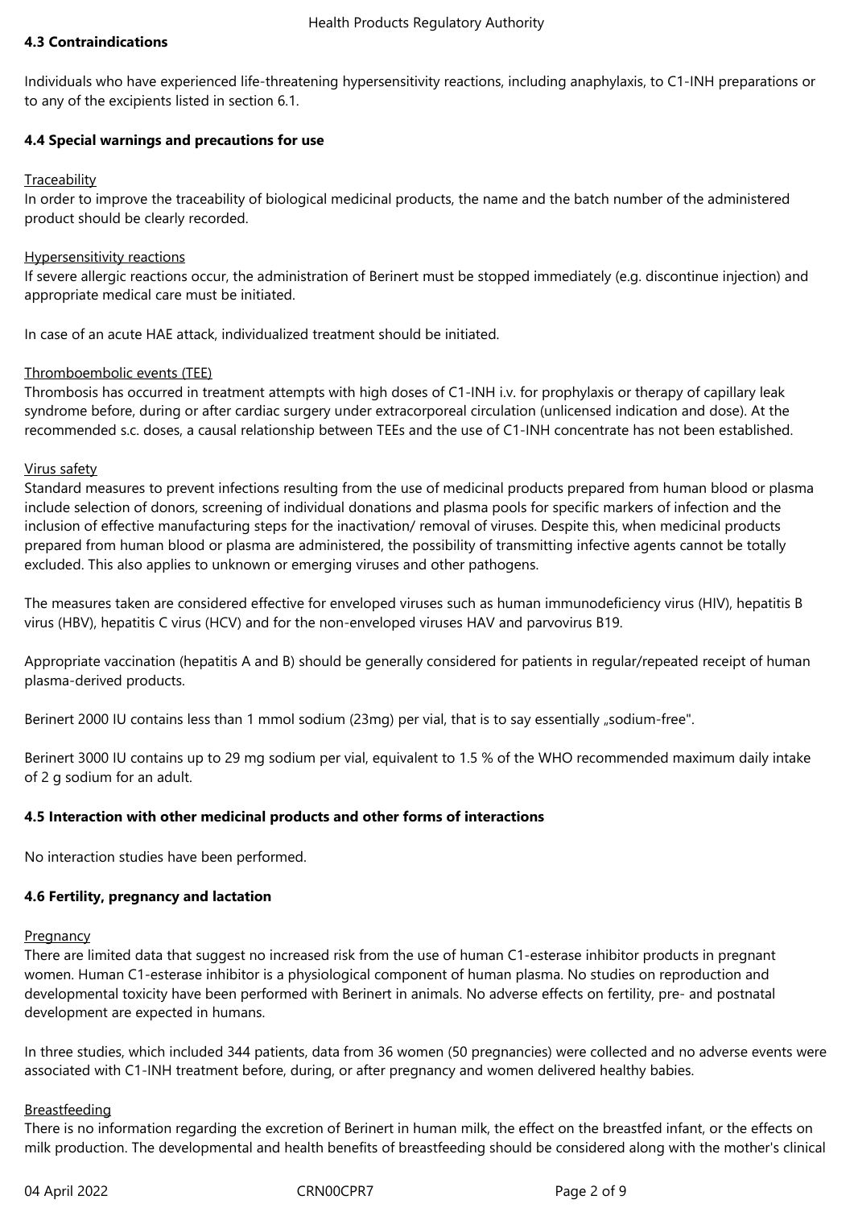### 4.3 Contraindications

Individuals who have experienced life-threatening hypersensitivity reactions, including anaphylaxis, to C1-INH preparations or to any of the excipients listed in section 6.1.

### 4.4 Special warnings and precautions for use

Traceability

In order to improve the traceability of biological medicinal products, the name and the batch number of the administered product should be clearly recorded.

Hypersensitivity reactions

If severe allergic reactions occur, the administration of Berinert must be stopped immediately (e.g. discontinue injection) and appropriate medical care must be initiated.

In case of an acute HAE attack, individualized treatment should be initiated.

Thromboembolic events (TEE)

Thrombosis has occurred in treatment attempts with high doses of C1-INH i.v. for prophylaxis or therapy of capillary leak syndrome before, during or after cardiac surgery under extracorporeal circulation (unlicensed indication and dose). At the recommended s.c. doses, a causal relationship between TEEs and the use of C1-INH concentrate has not been established.

Virus safety

Standard measures to prevent infections resulting from the use of medicinal products prepared from human blood or plasma include selection of donors, screening of individual donations and plasma pools for specific markers of infection and the inclusion of effective manufacturing steps for the inactivation/ removal of viruses. Despite this, when medicinal products prepared from human blood or plasma are administered, the possibility of transmitting infective agents cannot be totally excluded. This also applies to unknown or emerging viruses and other pathogens.

The measures taken are considered effective for enveloped viruses such as human immunodeficiency virus (HIV), hepatitis B virus (HBV), hepatitis C virus (HCV) and for the non-enveloped viruses HAV and parvovirus B19.

Appropriate vaccination (hepatitis A and B) should be generally considered for patients in regular/repeated receipt of human plasma-derived products.

Berinert 2000 IU contains less than 1 mmol sodium (23mg) per vial, that is to say essentially „sodium-free".

Berinert 3000 IU contains up to 29 mg sodium per vial, equivalent to 1.5 % of the WHO recommended maximum daily intake of 2 g sodium for an adult.

### 4.5 Interaction with other medicinal products and other forms of interactions

No interaction studies have been performed.

### 4.6 Fertility, pregnancy and lactation

Pregnancy

There are limited data that suggest no increased risk from the use of human C1-esterase inhibitor products in pregnant women. Human C1-esterase inhibitor is a physiological component of human plasma. No studies on reproduction and developmental toxicity have been performed with Berinert in animals. No adverse effects on fertility, pre- and postnatal development are expected in humans.

In three studies, which included 344 patients, data from 36 women (50 pregnancies) were collected and no adverse events were associated with C1-INH treatment before, during, or after pregnancy and women delivered healthy babies.

Breastfeeding

There is no information regarding the excretion of Berinert in human milk, the effect on the breastfed infant, or the effects on milk production. The developmental and health benefits of breastfeeding should be considered along with the mother's clinical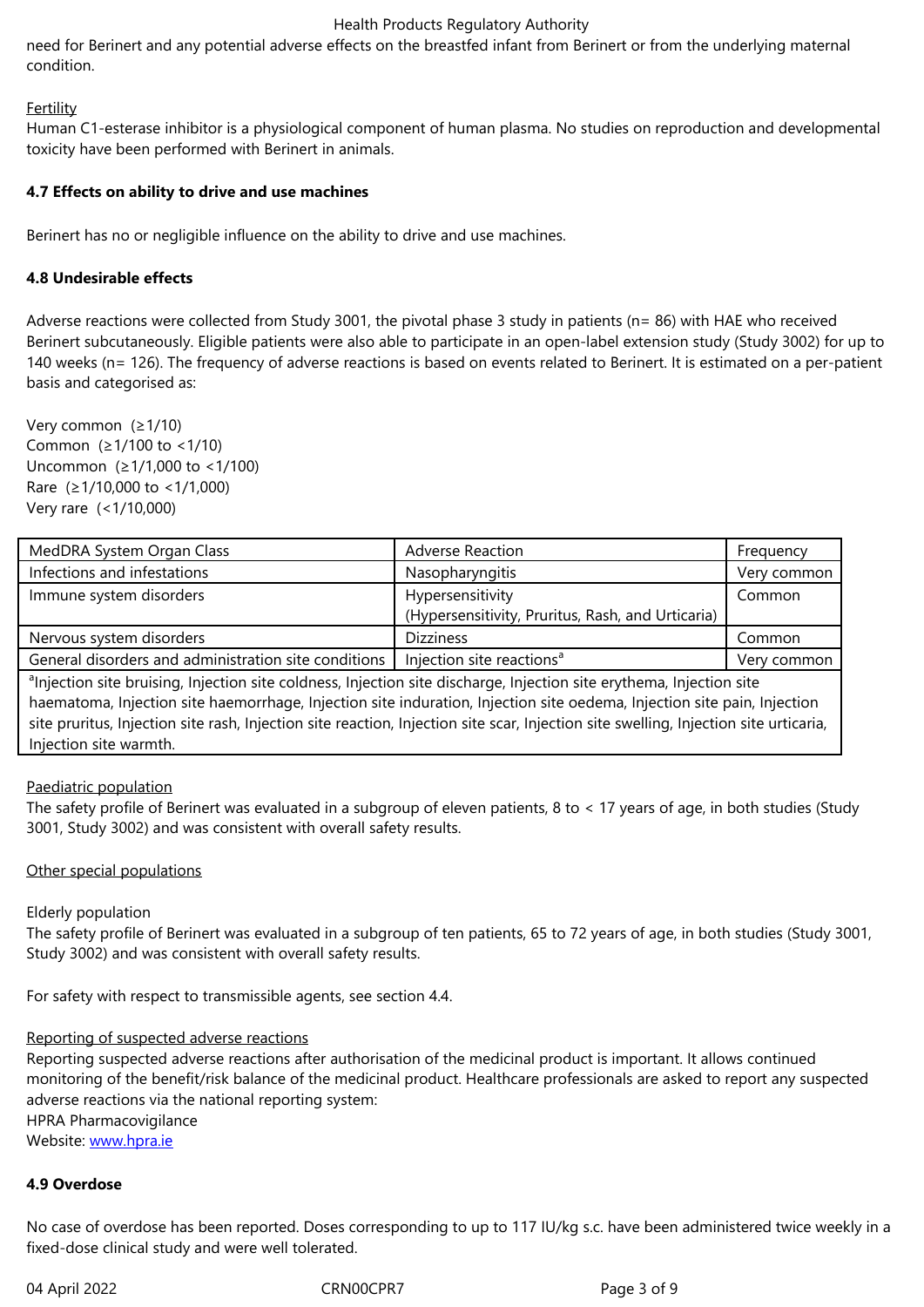need for Berinert and any potential adverse effects on the breastfed infant from Berinert or from the underlying maternal condition.

Fertility

Human C1-esterase inhibitor is a physiological component of human plasma. No studies on reproduction and developmental toxicity have been performed with Berinert in animals.

**4.7 Effects on ability to drive and use machines**

Berinert has no or negligible influence on the ability to drive and use machines.

**4.8 Undesirable effects**

Adverse reactions were collected from Study 3001, the pivotal phase 3 study in patients (n= 86) with HAE who received Berinert subcutaneously. Eligible patients were also able to participate in an open-label extension study (Study 3002) for up to 140 weeks (n= 126). The frequency of adverse reactions is based on events related to Berinert. It is estimated on a per-patient basis and categorised as:

Very common (≥1/10)
Common (≥1/100 to <1/10)
Uncommon (≥1/1,000 to <1/100)
Rare (≥1/10,000 to <1/1,000)
Very rare (<1/10,000)

| MedDRA System Organ Class | Adverse Reaction | Frequency |
|---|---|---|
| Infections and infestations | Nasopharyngitis | Very common |
| Immune system disorders | Hypersensitivity (Hypersensitivity, Pruritus, Rash, and Urticaria) | Common |
| Nervous system disorders | Dizziness | Common |
| General disorders and administration site conditions | Injection site reactions[a] | Very common |
| [a]Injection site bruising, Injection site coldness, Injection site discharge, Injection site erythema, Injection site haematoma, Injection site haemorrhage, Injection site induration, Injection site oedema, Injection site pain, Injection site pruritus, Injection site rash, Injection site reaction, Injection site scar, Injection site swelling, Injection site urticaria, Injection site warmth. | | |

Paediatric population

The safety profile of Berinert was evaluated in a subgroup of eleven patients, 8 to < 17 years of age, in both studies (Study 3001, Study 3002) and was consistent with overall safety results.

Other special populations

Elderly population

The safety profile of Berinert was evaluated in a subgroup of ten patients, 65 to 72 years of age, in both studies (Study 3001, Study 3002) and was consistent with overall safety results.

For safety with respect to transmissible agents, see section 4.4.

Reporting of suspected adverse reactions

Reporting suspected adverse reactions after authorisation of the medicinal product is important. It allows continued monitoring of the benefit/risk balance of the medicinal product. Healthcare professionals are asked to report any suspected adverse reactions via the national reporting system:
HPRA Pharmacovigilance
Website: www.hpra.ie

**4.9 Overdose**

No case of overdose has been reported. Doses corresponding to up to 117 IU/kg s.c. have been administered twice weekly in a fixed-dose clinical study and were well tolerated.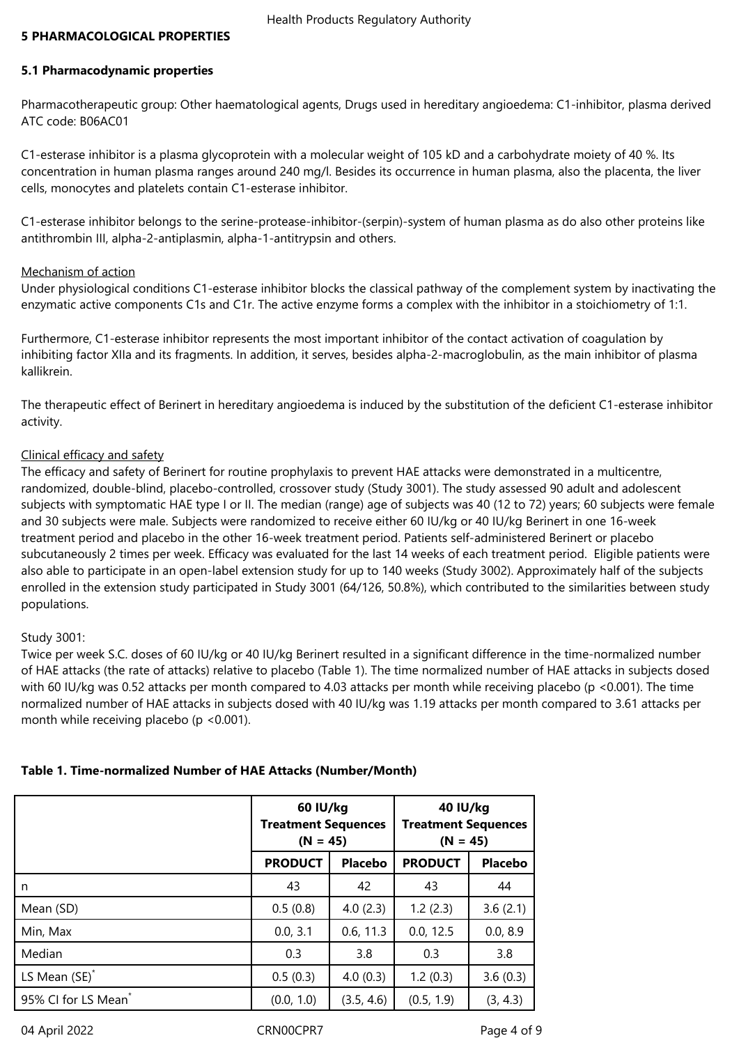## 5 PHARMACOLOGICAL PROPERTIES

### 5.1 Pharmacodynamic properties

Pharmacotherapeutic group: Other haematological agents, Drugs used in hereditary angioedema: C1-inhibitor, plasma derived
ATC code: B06AC01

C1-esterase inhibitor is a plasma glycoprotein with a molecular weight of 105 kD and a carbohydrate moiety of 40 %. Its concentration in human plasma ranges around 240 mg/l. Besides its occurrence in human plasma, also the placenta, the liver cells, monocytes and platelets contain C1-esterase inhibitor.

C1-esterase inhibitor belongs to the serine-protease-inhibitor-(serpin)-system of human plasma as do also other proteins like antithrombin III, alpha-2-antiplasmin, alpha-1-antitrypsin and others.

Mechanism of action

Under physiological conditions C1-esterase inhibitor blocks the classical pathway of the complement system by inactivating the enzymatic active components C1s and C1r. The active enzyme forms a complex with the inhibitor in a stoichiometry of 1:1.

Furthermore, C1-esterase inhibitor represents the most important inhibitor of the contact activation of coagulation by inhibiting factor XIIa and its fragments. In addition, it serves, besides alpha-2-macroglobulin, as the main inhibitor of plasma kallikrein.

The therapeutic effect of Berinert in hereditary angioedema is induced by the substitution of the deficient C1-esterase inhibitor activity.

Clinical efficacy and safety

The efficacy and safety of Berinert for routine prophylaxis to prevent HAE attacks were demonstrated in a multicentre, randomized, double-blind, placebo-controlled, crossover study (Study 3001). The study assessed 90 adult and adolescent subjects with symptomatic HAE type I or II. The median (range) age of subjects was 40 (12 to 72) years; 60 subjects were female and 30 subjects were male. Subjects were randomized to receive either 60 IU/kg or 40 IU/kg Berinert in one 16-week treatment period and placebo in the other 16-week treatment period. Patients self-administered Berinert or placebo subcutaneously 2 times per week. Efficacy was evaluated for the last 14 weeks of each treatment period. Eligible patients were also able to participate in an open-label extension study for up to 140 weeks (Study 3002). Approximately half of the subjects enrolled in the extension study participated in Study 3001 (64/126, 50.8%), which contributed to the similarities between study populations.

Study 3001:

Twice per week S.C. doses of 60 IU/kg or 40 IU/kg Berinert resulted in a significant difference in the time-normalized number of HAE attacks (the rate of attacks) relative to placebo (Table 1). The time normalized number of HAE attacks in subjects dosed with 60 IU/kg was 0.52 attacks per month compared to 4.03 attacks per month while receiving placebo ($p < 0.001$). The time normalized number of HAE attacks in subjects dosed with 40 IU/kg was 1.19 attacks per month compared to 3.61 attacks per month while receiving placebo ($p < 0.001$).

**Table 1. Time-normalized Number of HAE Attacks (Number/Month)**

| | 60 IU/kg Treatment Sequences (N = 45) | | 40 IU/kg Treatment Sequences (N = 45) | |
|---|---|---|---|---|
| | **PRODUCT** | **Placebo** | **PRODUCT** | **Placebo** |
| n | 43 | 42 | 43 | 44 |
| Mean (SD) | 0.5 (0.8) | 4.0 (2.3) | 1.2 (2.3) | 3.6 (2.1) |
| Min, Max | 0.0, 3.1 | 0.6, 11.3 | 0.0, 12.5 | 0.0, 8.9 |
| Median | 0.3 | 3.8 | 0.3 | 3.8 |
| LS Mean (SE)* | 0.5 (0.3) | 4.0 (0.3) | 1.2 (0.3) | 3.6 (0.3) |
| 95% CI for LS Mean* | (0.0, 1.0) | (3.5, 4.6) | (0.5, 1.9) | (3, 4.3) |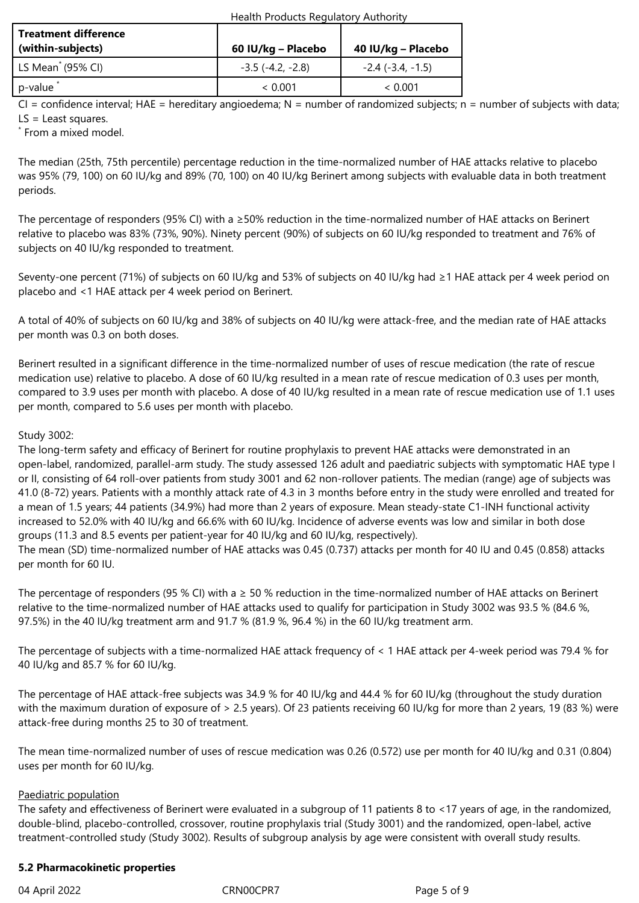| **Treatment difference (within-subjects)** | **60 IU/kg – Placebo** | **40 IU/kg – Placebo** |
|---|---|---|
| LS Mean* (95% CI) | -3.5 (-4.2, -2.8) | -2.4 (-3.4, -1.5) |
| p-value * | < 0.001 | < 0.001 |

CI = confidence interval; HAE = hereditary angioedema; N = number of randomized subjects; n = number of subjects with data; LS = Least squares.

* From a mixed model.

The median (25th, 75th percentile) percentage reduction in the time-normalized number of HAE attacks relative to placebo was 95% (79, 100) on 60 IU/kg and 89% (70, 100) on 40 IU/kg Berinert among subjects with evaluable data in both treatment periods.

The percentage of responders (95% CI) with a ≥50% reduction in the time-normalized number of HAE attacks on Berinert relative to placebo was 83% (73%, 90%). Ninety percent (90%) of subjects on 60 IU/kg responded to treatment and 76% of subjects on 40 IU/kg responded to treatment.

Seventy-one percent (71%) of subjects on 60 IU/kg and 53% of subjects on 40 IU/kg had ≥1 HAE attack per 4 week period on placebo and <1 HAE attack per 4 week period on Berinert.

A total of 40% of subjects on 60 IU/kg and 38% of subjects on 40 IU/kg were attack-free, and the median rate of HAE attacks per month was 0.3 on both doses.

Berinert resulted in a significant difference in the time-normalized number of uses of rescue medication (the rate of rescue medication use) relative to placebo. A dose of 60 IU/kg resulted in a mean rate of rescue medication of 0.3 uses per month, compared to 3.9 uses per month with placebo. A dose of 40 IU/kg resulted in a mean rate of rescue medication use of 1.1 uses per month, compared to 5.6 uses per month with placebo.

Study 3002:

The long-term safety and efficacy of Berinert for routine prophylaxis to prevent HAE attacks were demonstrated in an open-label, randomized, parallel-arm study. The study assessed 126 adult and paediatric subjects with symptomatic HAE type I or II, consisting of 64 roll-over patients from study 3001 and 62 non-rollover patients. The median (range) age of subjects was 41.0 (8-72) years. Patients with a monthly attack rate of 4.3 in 3 months before entry in the study were enrolled and treated for a mean of 1.5 years; 44 patients (34.9%) had more than 2 years of exposure. Mean steady-state C1-INH functional activity increased to 52.0% with 40 IU/kg and 66.6% with 60 IU/kg. Incidence of adverse events was low and similar in both dose groups (11.3 and 8.5 events per patient-year for 40 IU/kg and 60 IU/kg, respectively).
The mean (SD) time-normalized number of HAE attacks was 0.45 (0.737) attacks per month for 40 IU and 0.45 (0.858) attacks per month for 60 IU.

The percentage of responders (95 % CI) with a ≥ 50 % reduction in the time-normalized number of HAE attacks on Berinert relative to the time-normalized number of HAE attacks used to qualify for participation in Study 3002 was 93.5 % (84.6 %, 97.5%) in the 40 IU/kg treatment arm and 91.7 % (81.9 %, 96.4 %) in the 60 IU/kg treatment arm.

The percentage of subjects with a time-normalized HAE attack frequency of < 1 HAE attack per 4-week period was 79.4 % for 40 IU/kg and 85.7 % for 60 IU/kg.

The percentage of HAE attack-free subjects was 34.9 % for 40 IU/kg and 44.4 % for 60 IU/kg (throughout the study duration with the maximum duration of exposure of > 2.5 years). Of 23 patients receiving 60 IU/kg for more than 2 years, 19 (83 %) were attack-free during months 25 to 30 of treatment.

The mean time-normalized number of uses of rescue medication was 0.26 (0.572) use per month for 40 IU/kg and 0.31 (0.804) uses per month for 60 IU/kg.

Paediatric population

The safety and effectiveness of Berinert were evaluated in a subgroup of 11 patients 8 to <17 years of age, in the randomized, double-blind, placebo-controlled, crossover, routine prophylaxis trial (Study 3001) and the randomized, open-label, active treatment-controlled study (Study 3002). Results of subgroup analysis by age were consistent with overall study results.

**5.2 Pharmacokinetic properties**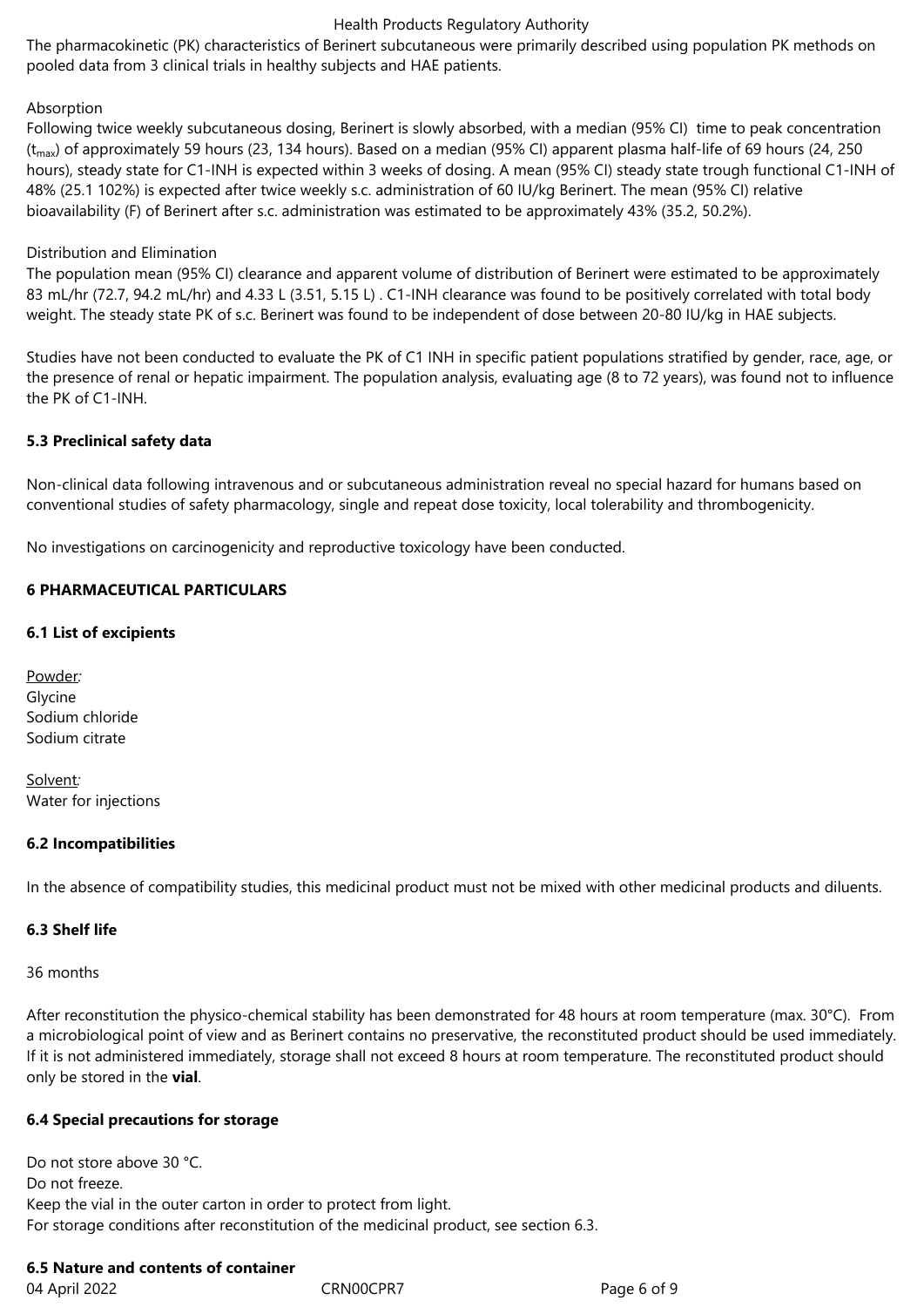The pharmacokinetic (PK) characteristics of Berinert subcutaneous were primarily described using population PK methods on pooled data from 3 clinical trials in healthy subjects and HAE patients.

Absorption

Following twice weekly subcutaneous dosing, Berinert is slowly absorbed, with a median (95% CI) time to peak concentration ($t_{max}$) of approximately 59 hours (23, 134 hours). Based on a median (95% CI) apparent plasma half-life of 69 hours (24, 250 hours), steady state for C1-INH is expected within 3 weeks of dosing. A mean (95% CI) steady state trough functional C1-INH of 48% (25.1 102%) is expected after twice weekly s.c. administration of 60 IU/kg Berinert. The mean (95% CI) relative bioavailability (F) of Berinert after s.c. administration was estimated to be approximately 43% (35.2, 50.2%).

Distribution and Elimination

The population mean (95% CI) clearance and apparent volume of distribution of Berinert were estimated to be approximately 83 mL/hr (72.7, 94.2 mL/hr) and 4.33 L (3.51, 5.15 L) . C1-INH clearance was found to be positively correlated with total body weight. The steady state PK of s.c. Berinert was found to be independent of dose between 20-80 IU/kg in HAE subjects.

Studies have not been conducted to evaluate the PK of C1 INH in specific patient populations stratified by gender, race, age, or the presence of renal or hepatic impairment. The population analysis, evaluating age (8 to 72 years), was found not to influence the PK of C1-INH.

**5.3 Preclinical safety data**

Non-clinical data following intravenous and or subcutaneous administration reveal no special hazard for humans based on conventional studies of safety pharmacology, single and repeat dose toxicity, local tolerability and thrombogenicity.

No investigations on carcinogenicity and reproductive toxicology have been conducted.

**6 PHARMACEUTICAL PARTICULARS**

**6.1 List of excipients**

Powder*:*
Glycine
Sodium chloride
Sodium citrate

Solvent*:*
Water for injections

**6.2 Incompatibilities**

In the absence of compatibility studies, this medicinal product must not be mixed with other medicinal products and diluents.

**6.3 Shelf life**

36 months

After reconstitution the physico-chemical stability has been demonstrated for 48 hours at room temperature (max. 30°C). From a microbiological point of view and as Berinert contains no preservative, the reconstituted product should be used immediately. If it is not administered immediately, storage shall not exceed 8 hours at room temperature. The reconstituted product should only be stored in the **vial**.

**6.4 Special precautions for storage**

Do not store above 30 °C.
Do not freeze.
Keep the vial in the outer carton in order to protect from light.
For storage conditions after reconstitution of the medicinal product, see section 6.3.

**6.5 Nature and contents of container**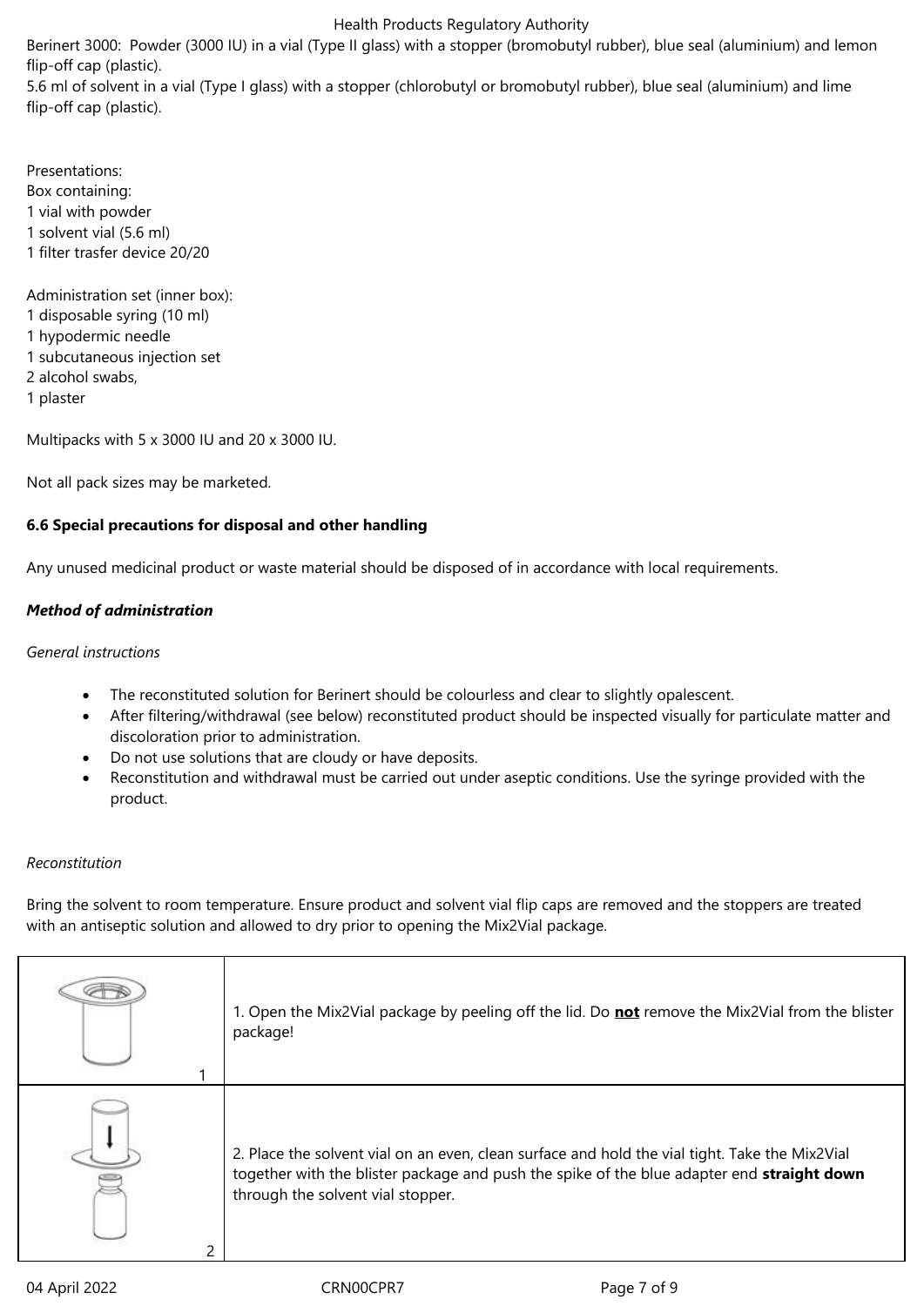Berinert 3000: Powder (3000 IU) in a vial (Type II glass) with a stopper (bromobutyl rubber), blue seal (aluminium) and lemon flip-off cap (plastic).
5.6 ml of solvent in a vial (Type I glass) with a stopper (chlorobutyl or bromobutyl rubber), blue seal (aluminium) and lime flip-off cap (plastic).

Presentations:
Box containing:
1 vial with powder
1 solvent vial (5.6 ml)
1 filter trasfer device 20/20

Administration set (inner box):
1 disposable syring (10 ml)
1 hypodermic needle
1 subcutaneous injection set
2 alcohol swabs,
1 plaster

Multipacks with 5 x 3000 IU and 20 x 3000 IU.

Not all pack sizes may be marketed.

**6.6 Special precautions for disposal and other handling**

Any unused medicinal product or waste material should be disposed of in accordance with local requirements.

***Method of administration***

*General instructions*

- The reconstituted solution for Berinert should be colourless and clear to slightly opalescent.
- After filtering/withdrawal (see below) reconstituted product should be inspected visually for particulate matter and discoloration prior to administration.
- Do not use solutions that are cloudy or have deposits.
- Reconstitution and withdrawal must be carried out under aseptic conditions. Use the syringe provided with the product.

*Reconstitution*

Bring the solvent to room temperature. Ensure product and solvent vial flip caps are removed and the stoppers are treated with an antiseptic solution and allowed to dry prior to opening the Mix2Vial package.

| | |
|---|---|
| 1 | 1. Open the Mix2Vial package by peeling off the lid. Do **not** remove the Mix2Vial from the blister package! |
| 2 | 2. Place the solvent vial on an even, clean surface and hold the vial tight. Take the Mix2Vial together with the blister package and push the spike of the blue adapter end **straight down** through the solvent vial stopper. |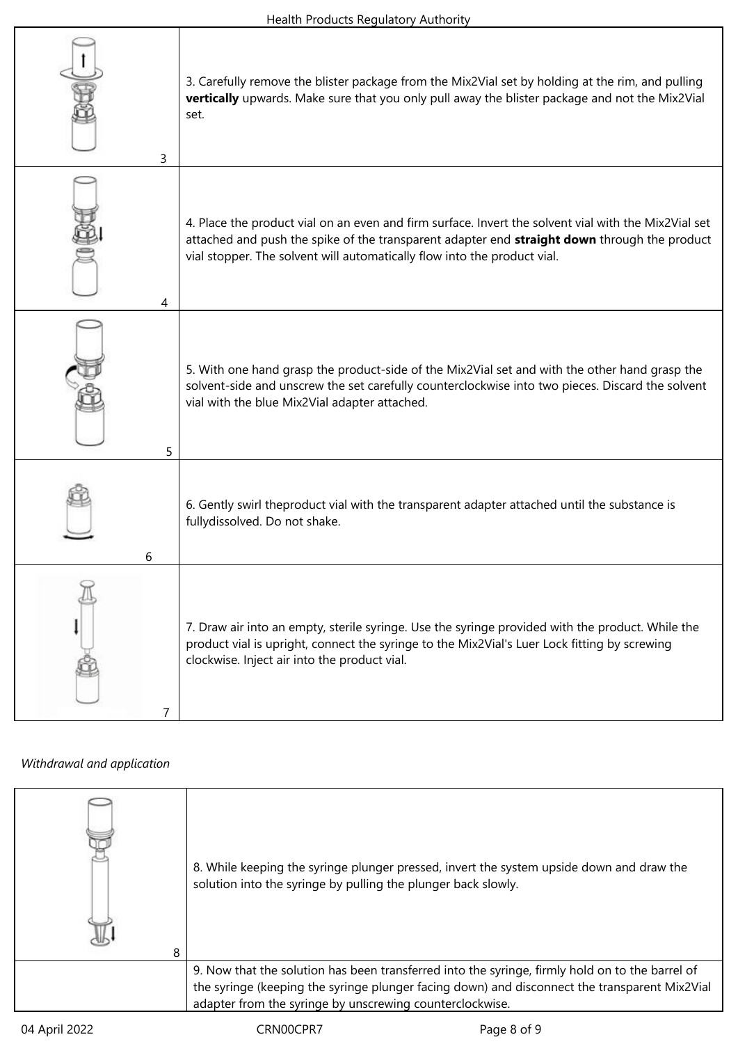| | |
|---|---|
| 3 | 3. Carefully remove the blister package from the Mix2Vial set by holding at the rim, and pulling **vertically** upwards. Make sure that you only pull away the blister package and not the Mix2Vial set. |
| 4 | 4. Place the product vial on an even and firm surface. Invert the solvent vial with the Mix2Vial set attached and push the spike of the transparent adapter end **straight down** through the product vial stopper. The solvent will automatically flow into the product vial. |
| 5 | 5. With one hand grasp the product-side of the Mix2Vial set and with the other hand grasp the solvent-side and unscrew the set carefully counterclockwise into two pieces. Discard the solvent vial with the blue Mix2Vial adapter attached. |
| 6 | 6. Gently swirl theproduct vial with the transparent adapter attached until the substance is fullydissolved. Do not shake. |
| 7 | 7. Draw air into an empty, sterile syringe. Use the syringe provided with the product. While the product vial is upright, connect the syringe to the Mix2Vial's Luer Lock fitting by screwing clockwise. Inject air into the product vial. |

*Withdrawal and application*

| | |
|---|---|
| 8 | 8. While keeping the syringe plunger pressed, invert the system upside down and draw the solution into the syringe by pulling the plunger back slowly. |
| | 9. Now that the solution has been transferred into the syringe, firmly hold on to the barrel of the syringe (keeping the syringe plunger facing down) and disconnect the transparent Mix2Vial adapter from the syringe by unscrewing counterclockwise. |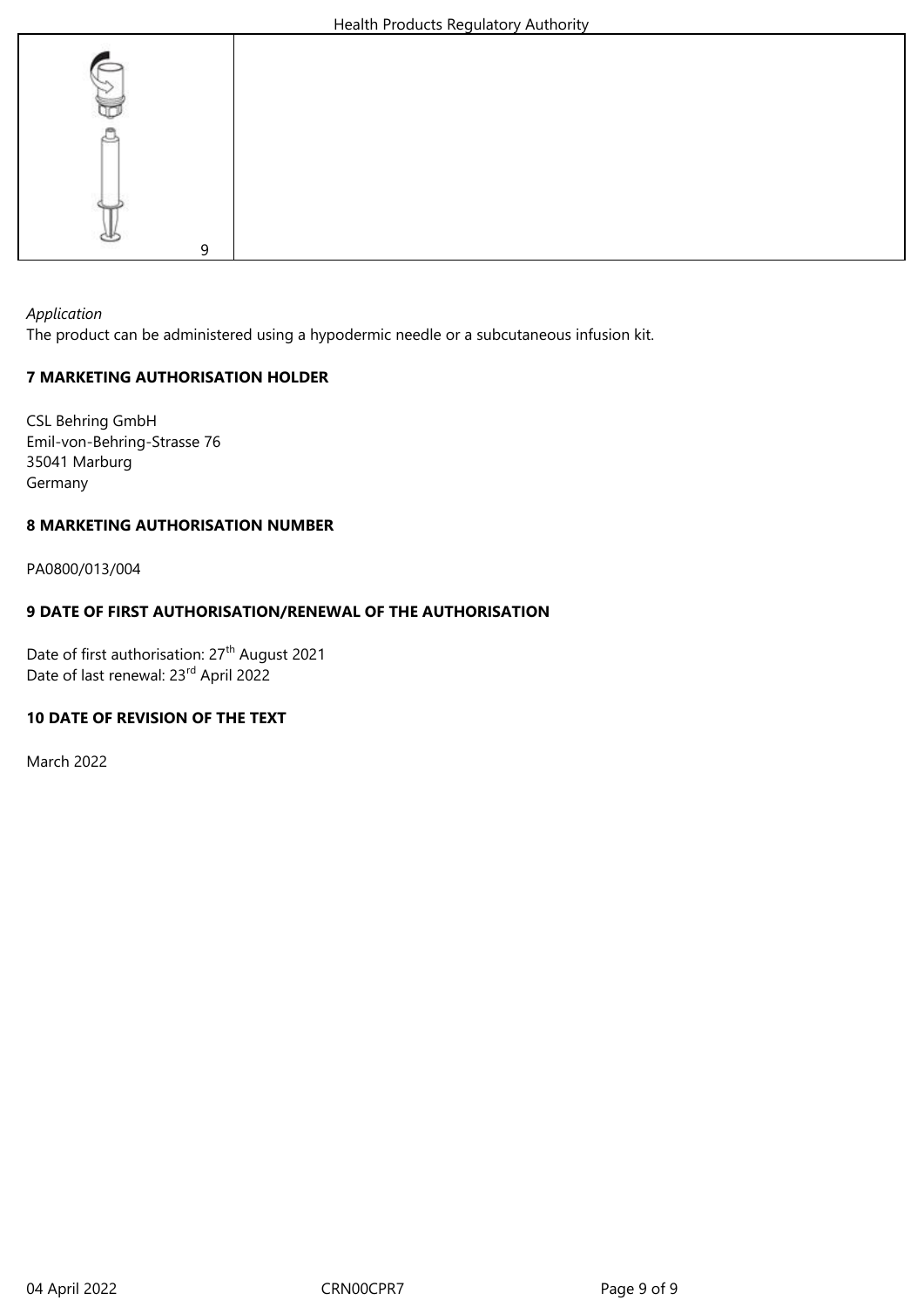| | |
|---|---|
| 9 | |

*Application*
The product can be administered using a hypodermic needle or a subcutaneous infusion kit.

**7 MARKETING AUTHORISATION HOLDER**

CSL Behring GmbH
Emil-von-Behring-Strasse 76
35041 Marburg
Germany

**8 MARKETING AUTHORISATION NUMBER**

PA0800/013/004

**9 DATE OF FIRST AUTHORISATION/RENEWAL OF THE AUTHORISATION**

Date of first authorisation: 27th August 2021
Date of last renewal: 23rd April 2022

**10 DATE OF REVISION OF THE TEXT**

March 2022